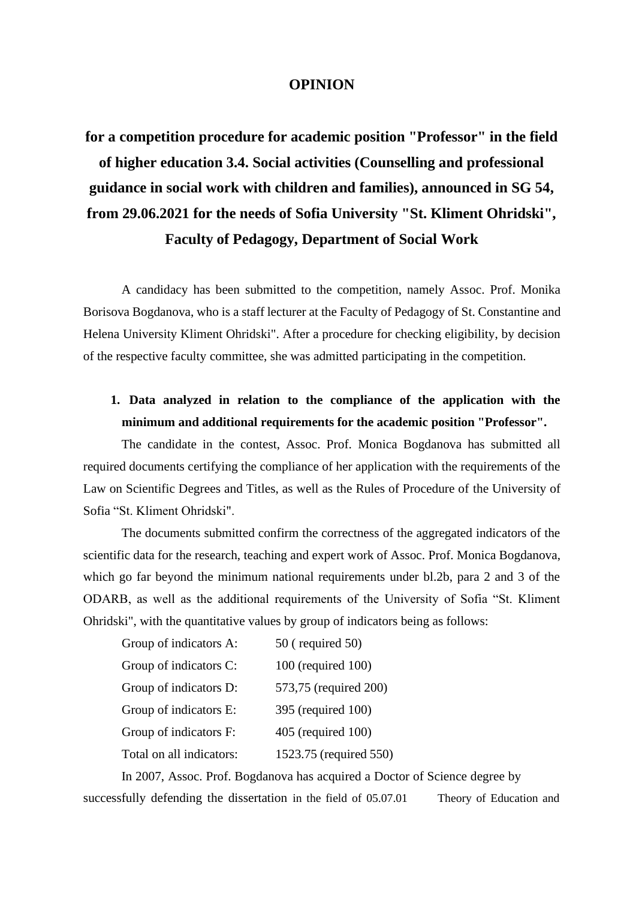# OPINION

## for a competition procedure for academic position "Professor" in the field of higher education 3.4. Social activities (Counselling and professional guidance in social work with children and families), announced in SG 54, from 29.06.2021 for the needs of Sofia University "St. Kliment Ohridski", Faculty of Pedagogy, Department of Social Work

A candidacy has been submitted to the competition, namely Assoc. Prof. Monika Borisova Bogdanova, who is a staff lecturer at the Faculty of Pedagogy of St. Constantine and Helena University Kliment Ohridski". After a procedure for checking eligibility, by decision of the respective faculty committee, she was admitted participating in the competition.

**1. Data analyzed in relation to the compliance of the application with the minimum and additional requirements for the academic position "Professor".**

The candidate in the contest, Assoc. Prof. Monica Bogdanova has submitted all required documents certifying the compliance of her application with the requirements of the Law on Scientific Degrees and Titles, as well as the Rules of Procedure of the University of Sofia "St. Kliment Ohridski".

The documents submitted confirm the correctness of the aggregated indicators of the scientific data for the research, teaching and expert work of Assoc. Prof. Monica Bogdanova, which go far beyond the minimum national requirements under bl.2b, para 2 and 3 of the ODARB, as well as the additional requirements of the University of Sofia "St. Kliment Ohridski", with the quantitative values by group of indicators being as follows:

| | |
|---|---|
| Group of indicators A: | 50 ( required 50) |
| Group of indicators C: | 100 (required 100) |
| Group of indicators D: | 573,75 (required 200) |
| Group of indicators E: | 395 (required 100) |
| Group of indicators F: | 405 (required 100) |
| Total on all indicators: | 1523.75 (required 550) |

In 2007, Assoc. Prof. Bogdanova has acquired a Doctor of Science degree by successfully defending the dissertation in the field of 05.07.01 Theory of Education and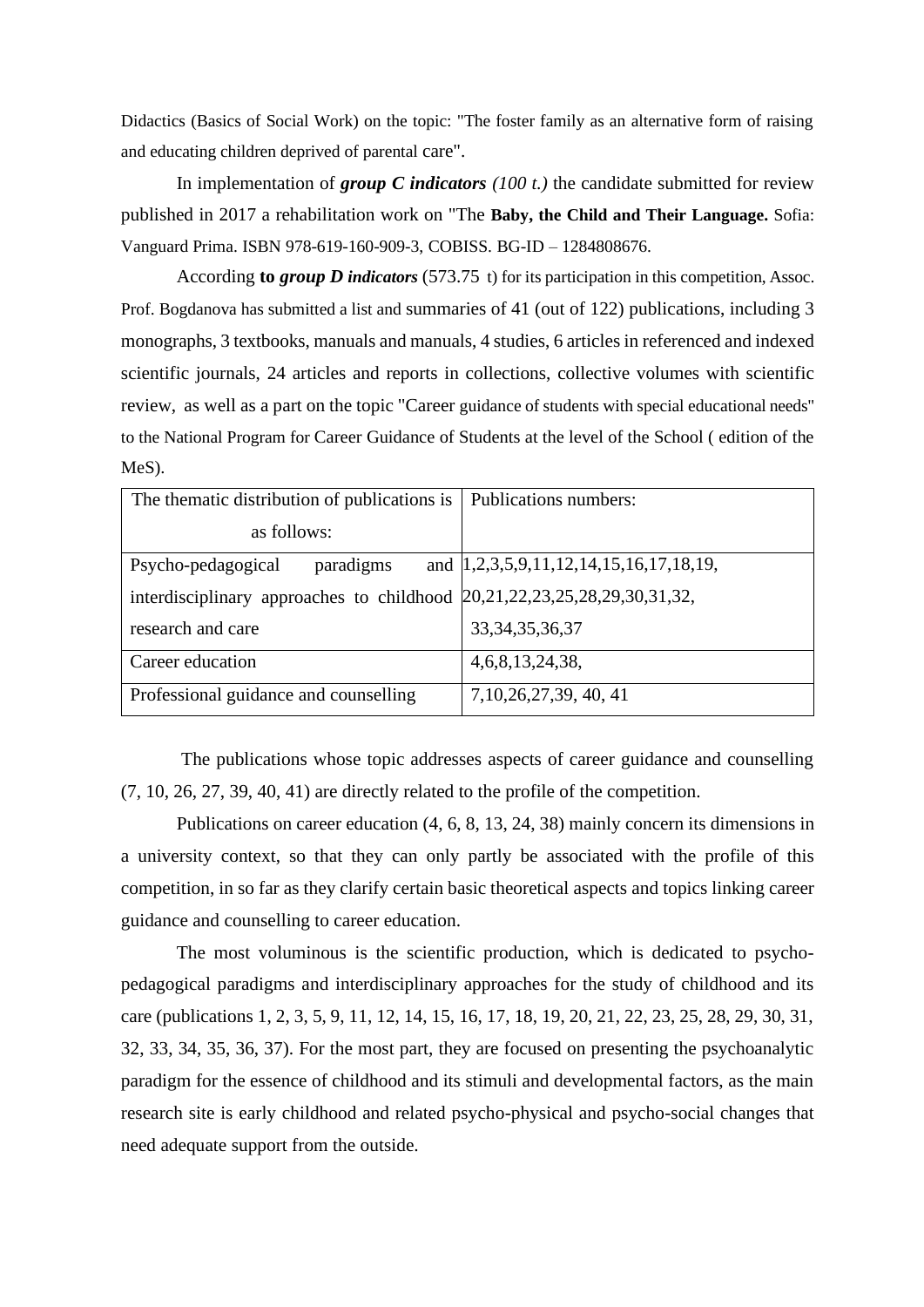Didactics (Basics of Social Work) on the topic: "The foster family as an alternative form of raising and educating children deprived of parental care".

In implementation of ***group C indicators*** *(100 t.)* the candidate submitted for review published in 2017 a rehabilitation work on "The **Baby, the Child and Their Language.** Sofia: Vanguard Prima. ISBN 978-619-160-909-3, COBISS. BG-ID – 1284808676.

According **to *group D indicators*** (573.75 t) for its participation in this competition, Assoc. Prof. Bogdanova has submitted a list and summaries of 41 (out of 122) publications, including 3 monographs, 3 textbooks, manuals and manuals, 4 studies, 6 articles in referenced and indexed scientific journals, 24 articles and reports in collections, collective volumes with scientific review, as well as a part on the topic "Career guidance of students with special educational needs" to the National Program for Career Guidance of Students at the level of the School ( edition of the MeS).

| The thematic distribution of publications is as follows: | Publications numbers: |
|---|---|
| Psycho-pedagogical paradigms and interdisciplinary approaches to childhood research and care | 1,2,3,5,9,11,12,14,15,16,17,18,19, 20,21,22,23,25,28,29,30,31,32, 33,34,35,36,37 |
| Career education | 4,6,8,13,24,38, |
| Professional guidance and counselling | 7,10,26,27,39, 40, 41 |

The publications whose topic addresses aspects of career guidance and counselling (7, 10, 26, 27, 39, 40, 41) are directly related to the profile of the competition.

Publications on career education (4, 6, 8, 13, 24, 38) mainly concern its dimensions in a university context, so that they can only partly be associated with the profile of this competition, in so far as they clarify certain basic theoretical aspects and topics linking career guidance and counselling to career education.

The most voluminous is the scientific production, which is dedicated to psycho-pedagogical paradigms and interdisciplinary approaches for the study of childhood and its care (publications 1, 2, 3, 5, 9, 11, 12, 14, 15, 16, 17, 18, 19, 20, 21, 22, 23, 25, 28, 29, 30, 31, 32, 33, 34, 35, 36, 37). For the most part, they are focused on presenting the psychoanalytic paradigm for the essence of childhood and its stimuli and developmental factors, as the main research site is early childhood and related psycho-physical and psycho-social changes that need adequate support from the outside.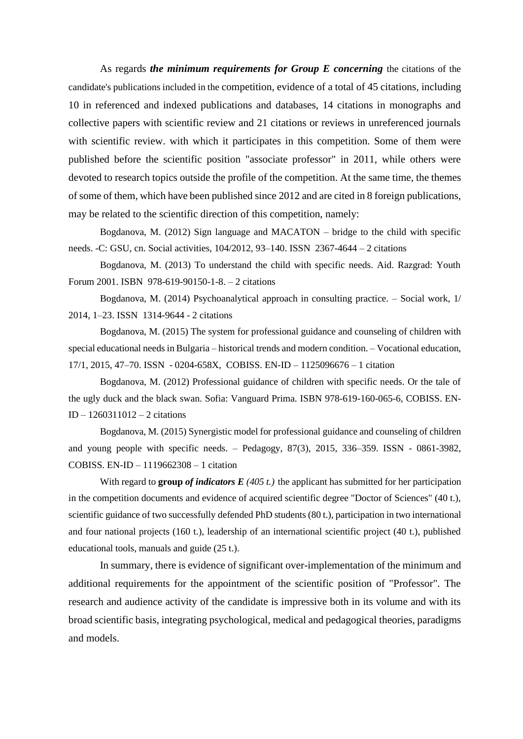As regards ***the minimum requirements for Group E concerning*** the citations of the candidate's publications included in the competition, evidence of a total of 45 citations, including 10 in referenced and indexed publications and databases, 14 citations in monographs and collective papers with scientific review and 21 citations or reviews in unreferenced journals with scientific review. with which it participates in this competition. Some of them were published before the scientific position "associate professor" in 2011, while others were devoted to research topics outside the profile of the competition. At the same time, the themes of some of them, which have been published since 2012 and are cited in 8 foreign publications, may be related to the scientific direction of this competition, namely:

Bogdanova, M. (2012) Sign language and MACATON – bridge to the child with specific needs. -C: GSU, cn. Social activities, 104/2012, 93–140. ISSN 2367-4644 – 2 citations

Bogdanova, M. (2013) To understand the child with specific needs. Aid. Razgrad: Youth Forum 2001. ISBN 978-619-90150-1-8. – 2 citations

Bogdanova, M. (2014) Psychoanalytical approach in consulting practice. – Social work, 1/ 2014, 1–23. ISSN 1314-9644 - 2 citations

Bogdanova, M. (2015) The system for professional guidance and counseling of children with special educational needs in Bulgaria – historical trends and modern condition. – Vocational education, 17/1, 2015, 47–70. ISSN - 0204-658X, COBISS. EN-ID – 1125096676 – 1 citation

Bogdanova, M. (2012) Professional guidance of children with specific needs. Or the tale of the ugly duck and the black swan. Sofia: Vanguard Prima. ISBN 978-619-160-065-6, COBISS. EN-ID – 1260311012 – 2 citations

Bogdanova, M. (2015) Synergistic model for professional guidance and counseling of children and young people with specific needs. – Pedagogy, 87(3), 2015, 336–359. ISSN - 0861-3982, COBISS. EN-ID – 1119662308 – 1 citation

With regard to **group** ***of indicators E*** *(405 t.)* the applicant has submitted for her participation in the competition documents and evidence of acquired scientific degree "Doctor of Sciences" (40 t.), scientific guidance of two successfully defended PhD students (80 t.), participation in two international and four national projects (160 t.), leadership of an international scientific project (40 t.), published educational tools, manuals and guide (25 t.).

In summary, there is evidence of significant over-implementation of the minimum and additional requirements for the appointment of the scientific position of "Professor". The research and audience activity of the candidate is impressive both in its volume and with its broad scientific basis, integrating psychological, medical and pedagogical theories, paradigms and models.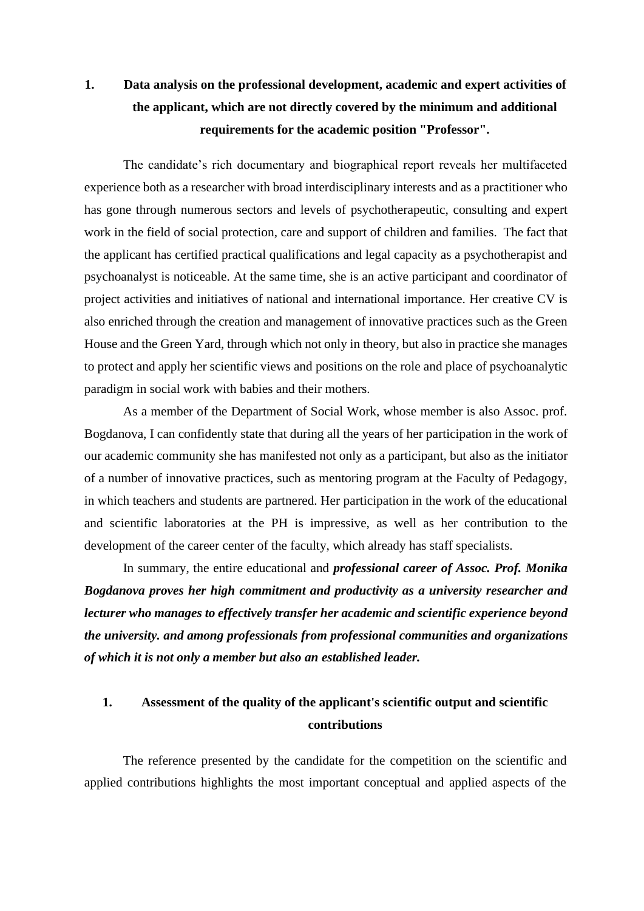## 1. Data analysis on the professional development, academic and expert activities of the applicant, which are not directly covered by the minimum and additional requirements for the academic position "Professor".

The candidate's rich documentary and biographical report reveals her multifaceted experience both as a researcher with broad interdisciplinary interests and as a practitioner who has gone through numerous sectors and levels of psychotherapeutic, consulting and expert work in the field of social protection, care and support of children and families. The fact that the applicant has certified practical qualifications and legal capacity as a psychotherapist and psychoanalyst is noticeable. At the same time, she is an active participant and coordinator of project activities and initiatives of national and international importance. Her creative CV is also enriched through the creation and management of innovative practices such as the Green House and the Green Yard, through which not only in theory, but also in practice she manages to protect and apply her scientific views and positions on the role and place of psychoanalytic paradigm in social work with babies and their mothers.

As a member of the Department of Social Work, whose member is also Assoc. prof. Bogdanova, I can confidently state that during all the years of her participation in the work of our academic community she has manifested not only as a participant, but also as the initiator of a number of innovative practices, such as mentoring program at the Faculty of Pedagogy, in which teachers and students are partnered. Her participation in the work of the educational and scientific laboratories at the PH is impressive, as well as her contribution to the development of the career center of the faculty, which already has staff specialists.

In summary, the entire educational and ***professional career of Assoc. Prof. Monika Bogdanova proves her high commitment and productivity as a university researcher and lecturer who manages to effectively transfer her academic and scientific experience beyond the university. and among professionals from professional communities and organizations of which it is not only a member but also an established leader.***

## 1. Assessment of the quality of the applicant's scientific output and scientific contributions

The reference presented by the candidate for the competition on the scientific and applied contributions highlights the most important conceptual and applied aspects of the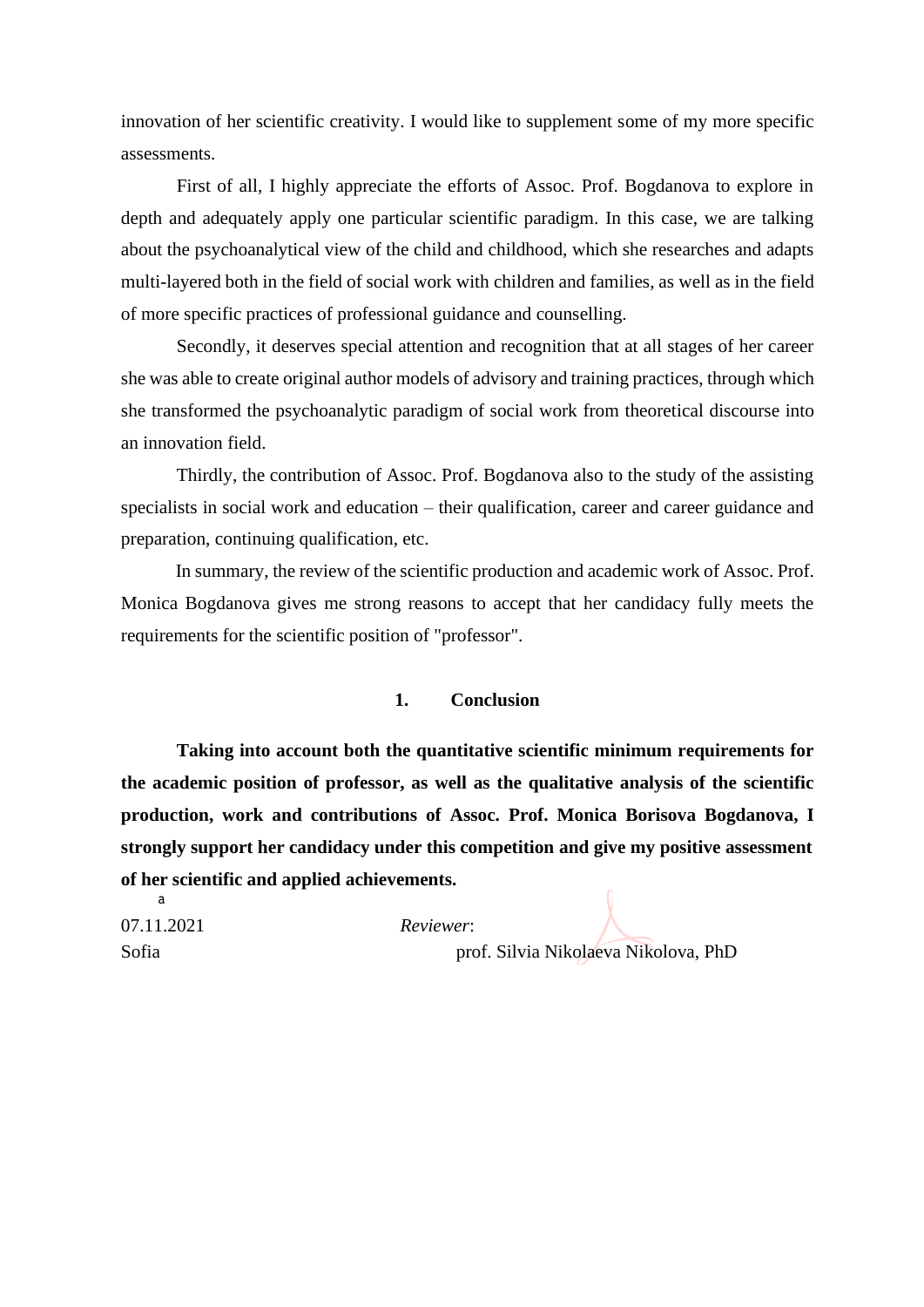innovation of her scientific creativity. I would like to supplement some of my more specific assessments.

First of all, I highly appreciate the efforts of Assoc. Prof. Bogdanova to explore in depth and adequately apply one particular scientific paradigm. In this case, we are talking about the psychoanalytical view of the child and childhood, which she researches and adapts multi-layered both in the field of social work with children and families, as well as in the field of more specific practices of professional guidance and counselling.

Secondly, it deserves special attention and recognition that at all stages of her career she was able to create original author models of advisory and training practices, through which she transformed the psychoanalytic paradigm of social work from theoretical discourse into an innovation field.

Thirdly, the contribution of Assoc. Prof. Bogdanova also to the study of the assisting specialists in social work and education – their qualification, career and career guidance and preparation, continuing qualification, etc.

In summary, the review of the scientific production and academic work of Assoc. Prof. Monica Bogdanova gives me strong reasons to accept that her candidacy fully meets the requirements for the scientific position of "professor".

## 1. Conclusion

**Taking into account both the quantitative scientific minimum requirements for the academic position of professor, as well as the qualitative analysis of the scientific production, work and contributions of Assoc. Prof. Monica Borisova Bogdanova, I strongly support her candidacy under this competition and give my positive assessment of her scientific and applied achievements.**

a

07.11.2021 *Reviewer*:

Sofia prof. Silvia Nikolaeva Nikolova, PhD